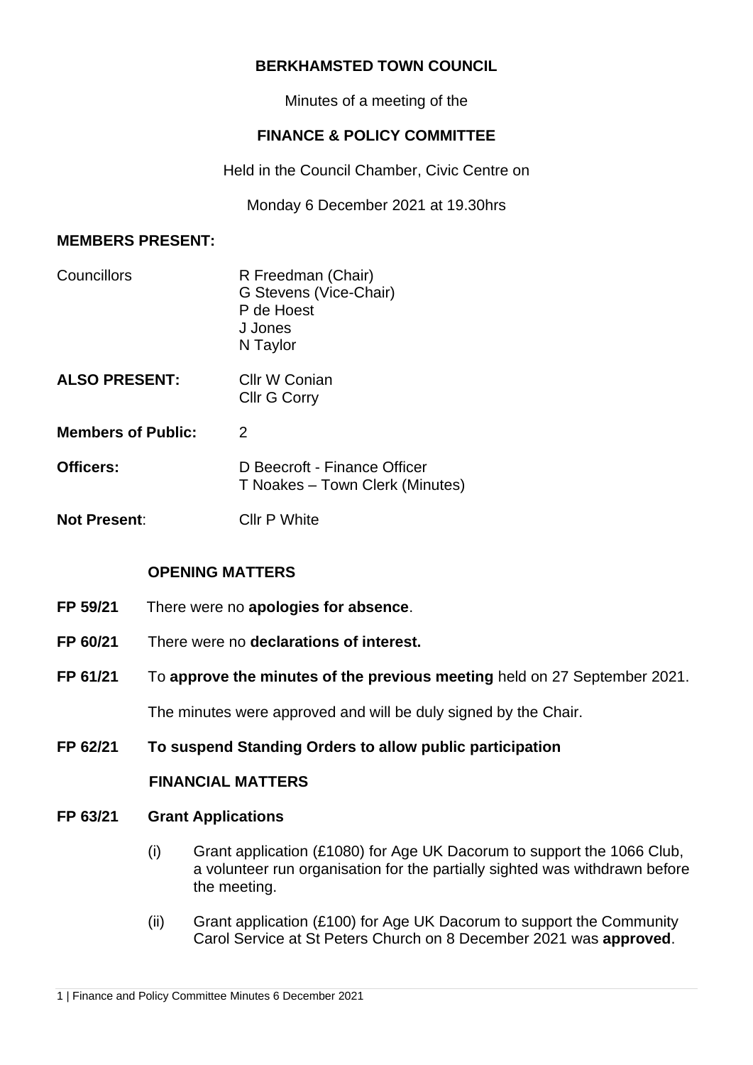**BERKHAMSTED TOWN COUNCIL**

Minutes of a meeting of the

**FINANCE & POLICY COMMITTEE**

Held in the Council Chamber, Civic Centre on

Monday 6 December 2021 at 19.30hrs

**MEMBERS PRESENT:**

| | |
|---|---|
| Councillors | R Freedman (Chair)<br>G Stevens (Vice-Chair)<br>P de Hoest<br>J Jones<br>N Taylor |
| **ALSO PRESENT:** | Cllr W Conian<br>Cllr G Corry |
| **Members of Public:** | 2 |
| **Officers:** | D Beecroft - Finance Officer<br>T Noakes – Town Clerk (Minutes) |
| **Not Present**: | Cllr P White |

**OPENING MATTERS**

**FP 59/21** There were no **apologies for absence**.

**FP 60/21** There were no **declarations of interest.**

**FP 61/21** To **approve the minutes of the previous meeting** held on 27 September 2021.

The minutes were approved and will be duly signed by the Chair.

**FP 62/21 To suspend Standing Orders to allow public participation**

**FINANCIAL MATTERS**

**FP 63/21 Grant Applications**

(i) Grant application (£1080) for Age UK Dacorum to support the 1066 Club, a volunteer run organisation for the partially sighted was withdrawn before the meeting.

(ii) Grant application (£100) for Age UK Dacorum to support the Community Carol Service at St Peters Church on 8 December 2021 was **approved**.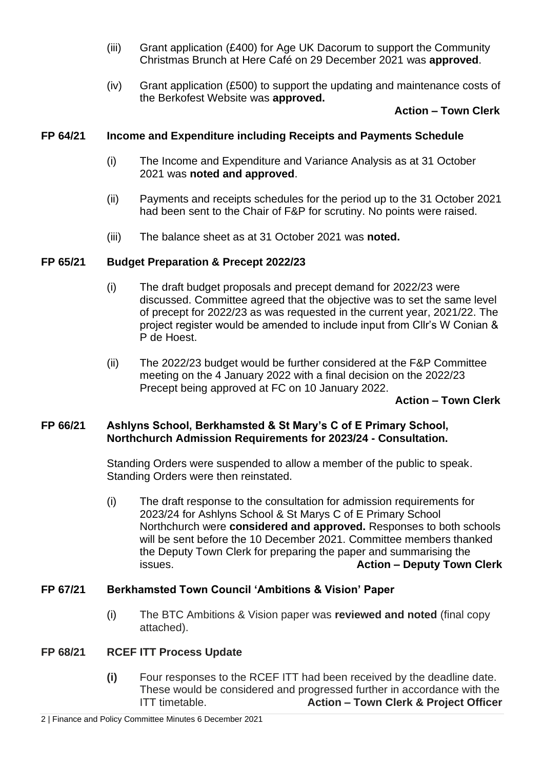(iii) Grant application (£400) for Age UK Dacorum to support the Community Christmas Brunch at Here Café on 29 December 2021 was **approved**.

(iv) Grant application (£500) to support the updating and maintenance costs of the Berkofest Website was **approved.**

**Action – Town Clerk**

## FP 64/21 Income and Expenditure including Receipts and Payments Schedule

(i) The Income and Expenditure and Variance Analysis as at 31 October 2021 was **noted and approved**.

(ii) Payments and receipts schedules for the period up to the 31 October 2021 had been sent to the Chair of F&P for scrutiny. No points were raised.

(iii) The balance sheet as at 31 October 2021 was **noted.**

## FP 65/21 Budget Preparation & Precept 2022/23

(i) The draft budget proposals and precept demand for 2022/23 were discussed. Committee agreed that the objective was to set the same level of precept for 2022/23 as was requested in the current year, 2021/22. The project register would be amended to include input from Cllr's W Conian & P de Hoest.

(ii) The 2022/23 budget would be further considered at the F&P Committee meeting on the 4 January 2022 with a final decision on the 2022/23 Precept being approved at FC on 10 January 2022.

**Action – Town Clerk**

## FP 66/21 Ashlyns School, Berkhamsted & St Mary's C of E Primary School, Northchurch Admission Requirements for 2023/24 - Consultation.

Standing Orders were suspended to allow a member of the public to speak. Standing Orders were then reinstated.

(i) The draft response to the consultation for admission requirements for 2023/24 for Ashlyns School & St Marys C of E Primary School Northchurch were **considered and approved.** Responses to both schools will be sent before the 10 December 2021. Committee members thanked the Deputy Town Clerk for preparing the paper and summarising the issues. **Action – Deputy Town Clerk**

## FP 67/21 Berkhamsted Town Council 'Ambitions & Vision' Paper

(i) The BTC Ambitions & Vision paper was **reviewed and noted** (final copy attached).

## FP 68/21 RCEF ITT Process Update

**(i)** Four responses to the RCEF ITT had been received by the deadline date. These would be considered and progressed further in accordance with the ITT timetable. **Action – Town Clerk & Project Officer**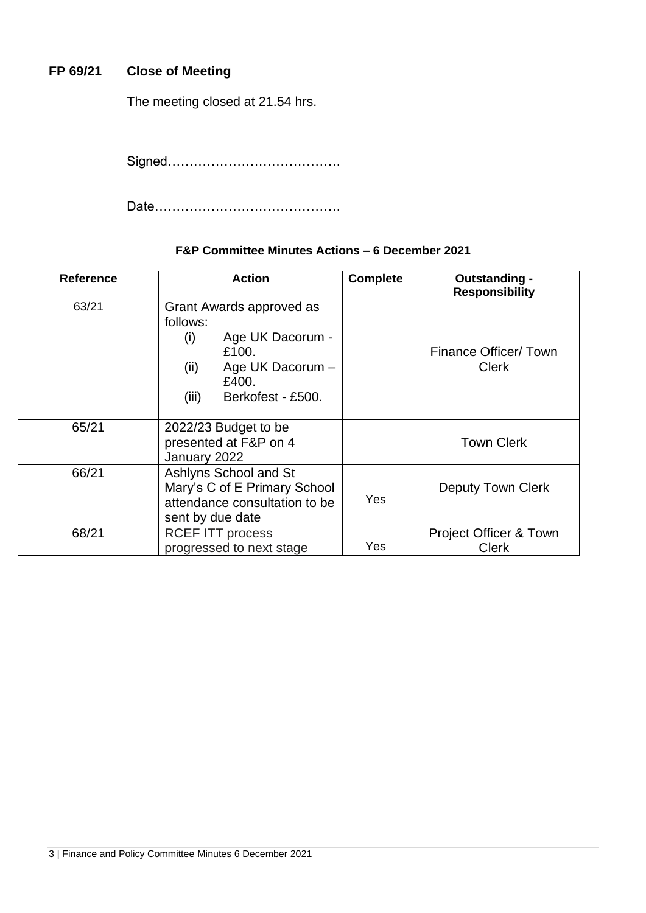**FP 69/21 Close of Meeting**

The meeting closed at 21.54 hrs.

Signed…………………………………

Date……………………………………

**F&P Committee Minutes Actions – 6 December 2021**

| Reference | Action | Complete | Outstanding - Responsibility |
|---|---|---|---|
| 63/21 | Grant Awards approved as follows: (i) Age UK Dacorum - £100. (ii) Age UK Dacorum – £400. (iii) Berkofest - £500. | | Finance Officer/ Town Clerk |
| 65/21 | 2022/23 Budget to be presented at F&P on 4 January 2022 | | Town Clerk |
| 66/21 | Ashlyns School and St Mary's C of E Primary School attendance consultation to be sent by due date | Yes | Deputy Town Clerk |
| 68/21 | RCEF ITT process progressed to next stage | Yes | Project Officer & Town Clerk |